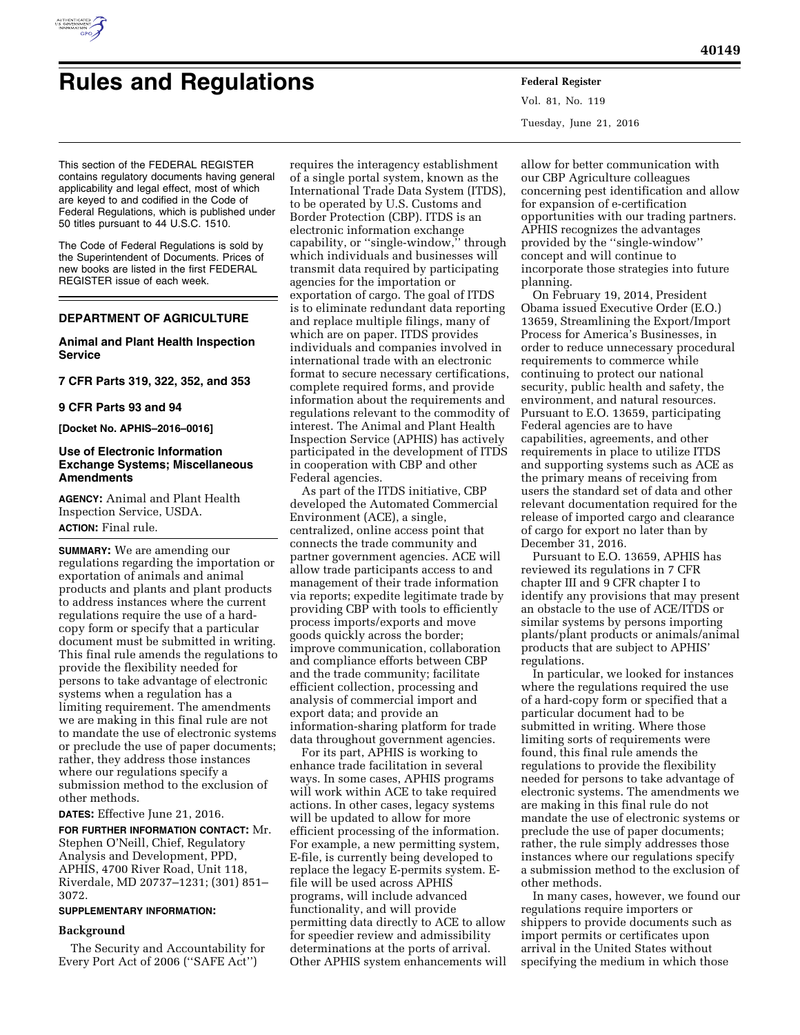# Rules and Regulations

This section of the FEDERAL REGISTER contains regulatory documents having general applicability and legal effect, most of which are keyed to and codified in the Code of Federal Regulations, which is published under 50 titles pursuant to 44 U.S.C. 1510.

The Code of Federal Regulations is sold by the Superintendent of Documents. Prices of new books are listed in the first FEDERAL REGISTER issue of each week.

## DEPARTMENT OF AGRICULTURE

### Animal and Plant Health Inspection Service

### 7 CFR Parts 319, 322, 352, and 353

### 9 CFR Parts 93 and 94

**[Docket No. APHIS–2016–0016]**

### Use of Electronic Information Exchange Systems; Miscellaneous Amendments

**AGENCY:** Animal and Plant Health Inspection Service, USDA.

**ACTION:** Final rule.

**SUMMARY:** We are amending our regulations regarding the importation or exportation of animals and animal products and plants and plant products to address instances where the current regulations require the use of a hard-copy form or specify that a particular document must be submitted in writing. This final rule amends the regulations to provide the flexibility needed for persons to take advantage of electronic systems when a regulation has a limiting requirement. The amendments we are making in this final rule are not to mandate the use of electronic systems or preclude the use of paper documents; rather, they address those instances where our regulations specify a submission method to the exclusion of other methods.

**DATES:** Effective June 21, 2016.

**FOR FURTHER INFORMATION CONTACT:** Mr. Stephen O'Neill, Chief, Regulatory Analysis and Development, PPD, APHIS, 4700 River Road, Unit 118, Riverdale, MD 20737–1231; (301) 851–3072.

**SUPPLEMENTARY INFORMATION:**

#### Background

The Security and Accountability for Every Port Act of 2006 (''SAFE Act'') requires the interagency establishment of a single portal system, known as the International Trade Data System (ITDS), to be operated by U.S. Customs and Border Protection (CBP). ITDS is an electronic information exchange capability, or ''single-window,'' through which individuals and businesses will transmit data required by participating agencies for the importation or exportation of cargo. The goal of ITDS is to eliminate redundant data reporting and replace multiple filings, many of which are on paper. ITDS provides individuals and companies involved in international trade with an electronic format to secure necessary certifications, complete required forms, and provide information about the requirements and regulations relevant to the commodity of interest. The Animal and Plant Health Inspection Service (APHIS) has actively participated in the development of ITDS in cooperation with CBP and other Federal agencies.

As part of the ITDS initiative, CBP developed the Automated Commercial Environment (ACE), a single, centralized, online access point that connects the trade community and partner government agencies. ACE will allow trade participants access to and management of their trade information via reports; expedite legitimate trade by providing CBP with tools to efficiently process imports/exports and move goods quickly across the border; improve communication, collaboration and compliance efforts between CBP and the trade community; facilitate efficient collection, processing and analysis of commercial import and export data; and provide an information-sharing platform for trade data throughout government agencies.

For its part, APHIS is working to enhance trade facilitation in several ways. In some cases, APHIS programs will work within ACE to take required actions. In other cases, legacy systems will be updated to allow for more efficient processing of the information. For example, a new permitting system, E-file, is currently being developed to replace the legacy E-permits system. E-file will be used across APHIS programs, will include advanced functionality, and will provide permitting data directly to ACE to allow for speedier review and admissibility determinations at the ports of arrival. Other APHIS system enhancements will allow for better communication with our CBP Agriculture colleagues concerning pest identification and allow for expansion of e-certification opportunities with our trading partners. APHIS recognizes the advantages provided by the ''single-window'' concept and will continue to incorporate those strategies into future planning.

On February 19, 2014, President Obama issued Executive Order (E.O.) 13659, Streamlining the Export/Import Process for America's Businesses, in order to reduce unnecessary procedural requirements to commerce while continuing to protect our national security, public health and safety, the environment, and natural resources. Pursuant to E.O. 13659, participating Federal agencies are to have capabilities, agreements, and other requirements in place to utilize ITDS and supporting systems such as ACE as the primary means of receiving from users the standard set of data and other relevant documentation required for the release of imported cargo and clearance of cargo for export no later than by December 31, 2016.

Pursuant to E.O. 13659, APHIS has reviewed its regulations in 7 CFR chapter III and 9 CFR chapter I to identify any provisions that may present an obstacle to the use of ACE/ITDS or similar systems by persons importing plants/plant products or animals/animal products that are subject to APHIS' regulations.

In particular, we looked for instances where the regulations required the use of a hard-copy form or specified that a particular document had to be submitted in writing. Where those limiting sorts of requirements were found, this final rule amends the regulations to provide the flexibility needed for persons to take advantage of electronic systems. The amendments we are making in this final rule do not mandate the use of electronic systems or preclude the use of paper documents; rather, the rule simply addresses those instances where our regulations specify a submission method to the exclusion of other methods.

In many cases, however, we found our regulations require importers or shippers to provide documents such as import permits or certificates upon arrival in the United States without specifying the medium in which those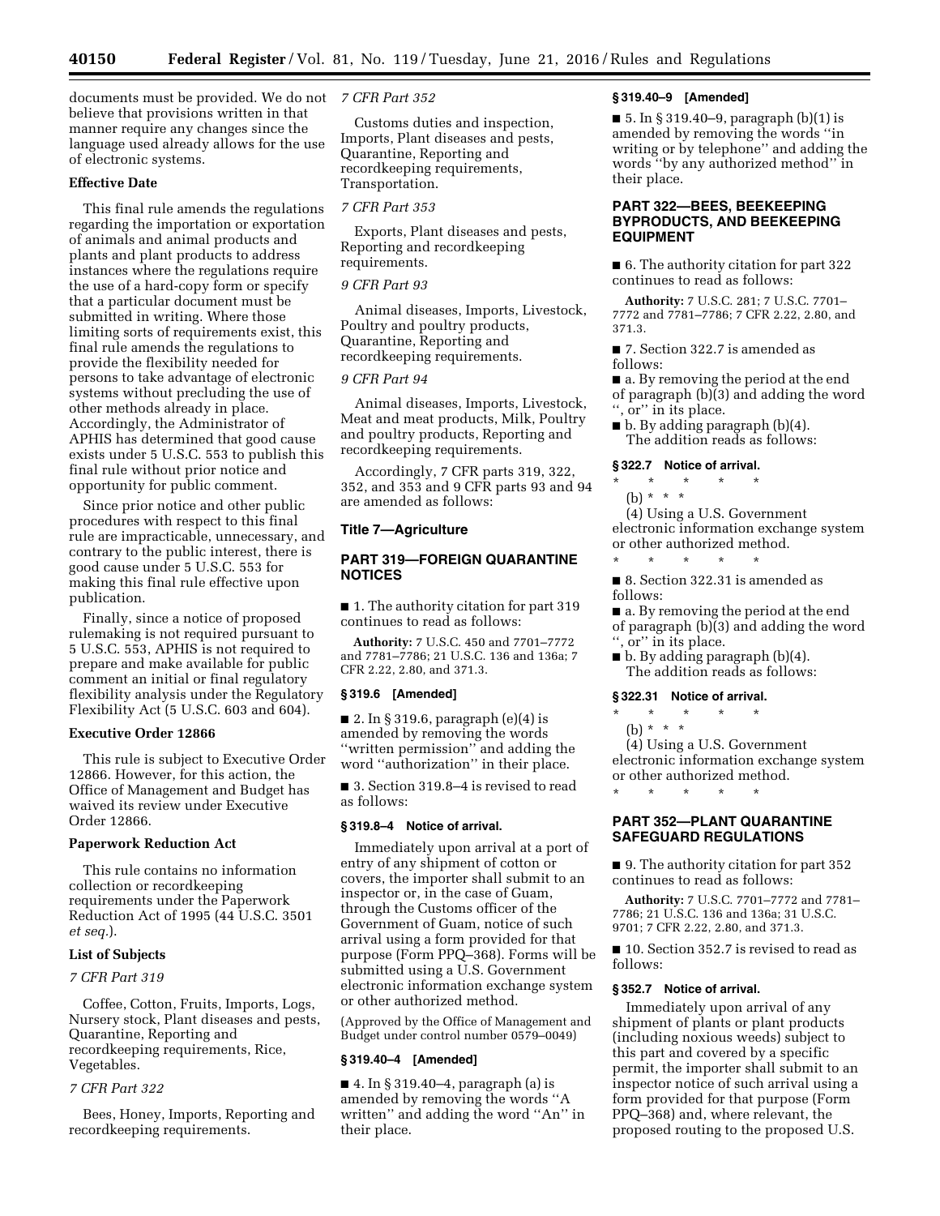documents must be provided. We do not believe that provisions written in that manner require any changes since the language used already allows for the use of electronic systems.

**Effective Date**

This final rule amends the regulations regarding the importation or exportation of animals and animal products and plants and plant products to address instances where the regulations require the use of a hard-copy form or specify that a particular document must be submitted in writing. Where those limiting sorts of requirements exist, this final rule amends the regulations to provide the flexibility needed for persons to take advantage of electronic systems without precluding the use of other methods already in place. Accordingly, the Administrator of APHIS has determined that good cause exists under 5 U.S.C. 553 to publish this final rule without prior notice and opportunity for public comment.

Since prior notice and other public procedures with respect to this final rule are impracticable, unnecessary, and contrary to the public interest, there is good cause under 5 U.S.C. 553 for making this final rule effective upon publication.

Finally, since a notice of proposed rulemaking is not required pursuant to 5 U.S.C. 553, APHIS is not required to prepare and make available for public comment an initial or final regulatory flexibility analysis under the Regulatory Flexibility Act (5 U.S.C. 603 and 604).

**Executive Order 12866**

This rule is subject to Executive Order 12866. However, for this action, the Office of Management and Budget has waived its review under Executive Order 12866.

**Paperwork Reduction Act**

This rule contains no information collection or recordkeeping requirements under the Paperwork Reduction Act of 1995 (44 U.S.C. 3501 *et seq.*).

**List of Subjects**

*7 CFR Part 319*

Coffee, Cotton, Fruits, Imports, Logs, Nursery stock, Plant diseases and pests, Quarantine, Reporting and recordkeeping requirements, Rice, Vegetables.

*7 CFR Part 322*

Bees, Honey, Imports, Reporting and recordkeeping requirements.

*7 CFR Part 352*

Customs duties and inspection, Imports, Plant diseases and pests, Quarantine, Reporting and recordkeeping requirements, Transportation.

*7 CFR Part 353*

Exports, Plant diseases and pests, Reporting and recordkeeping requirements.

*9 CFR Part 93*

Animal diseases, Imports, Livestock, Poultry and poultry products, Quarantine, Reporting and recordkeeping requirements.

*9 CFR Part 94*

Animal diseases, Imports, Livestock, Meat and meat products, Milk, Poultry and poultry products, Reporting and recordkeeping requirements.

Accordingly, 7 CFR parts 319, 322, 352, and 353 and 9 CFR parts 93 and 94 are amended as follows:

## Title 7—Agriculture

## PART 319—FOREIGN QUARANTINE NOTICES

■ 1. The authority citation for part 319 continues to read as follows:

**Authority:** 7 U.S.C. 450 and 7701–7772 and 7781–7786; 21 U.S.C. 136 and 136a; 7 CFR 2.22, 2.80, and 371.3.

**§ 319.6 [Amended]**

■ 2. In § 319.6, paragraph (e)(4) is amended by removing the words "written permission" and adding the word "authorization" in their place.

■ 3. Section 319.8–4 is revised to read as follows:

**§ 319.8–4 Notice of arrival.**

Immediately upon arrival at a port of entry of any shipment of cotton or covers, the importer shall submit to an inspector or, in the case of Guam, through the Customs officer of the Government of Guam, notice of such arrival using a form provided for that purpose (Form PPQ–368). Forms will be submitted using a U.S. Government electronic information exchange system or other authorized method.

(Approved by the Office of Management and Budget under control number 0579–0049)

**§ 319.40–4 [Amended]**

■ 4. In § 319.40–4, paragraph (a) is amended by removing the words "A written" and adding the word "An" in their place.

**§ 319.40–9 [Amended]**

■ 5. In § 319.40–9, paragraph (b)(1) is amended by removing the words "in writing or by telephone" and adding the words "by any authorized method" in their place.

## PART 322—BEES, BEEKEEPING BYPRODUCTS, AND BEEKEEPING EQUIPMENT

■ 6. The authority citation for part 322 continues to read as follows:

**Authority:** 7 U.S.C. 281; 7 U.S.C. 7701–7772 and 7781–7786; 7 CFR 2.22, 2.80, and 371.3.

■ 7. Section 322.7 is amended as follows:

■ a. By removing the period at the end of paragraph (b)(3) and adding the word ", or" in its place.

■ b. By adding paragraph (b)(4).

The addition reads as follows:

**§ 322.7 Notice of arrival.**

\* \* \* \* \*

(b) \* \* \*

(4) Using a U.S. Government electronic information exchange system or other authorized method.

\* \* \* \* \*

■ 8. Section 322.31 is amended as follows:

■ a. By removing the period at the end of paragraph (b)(3) and adding the word ", or" in its place.

■ b. By adding paragraph (b)(4).

The addition reads as follows:

**§ 322.31 Notice of arrival.**

\* \* \* \* \*

(b) \* \* \*

(4) Using a U.S. Government electronic information exchange system or other authorized method.

\* \* \* \* \*

## PART 352—PLANT QUARANTINE SAFEGUARD REGULATIONS

■ 9. The authority citation for part 352 continues to read as follows:

**Authority:** 7 U.S.C. 7701–7772 and 7781–7786; 21 U.S.C. 136 and 136a; 31 U.S.C. 9701; 7 CFR 2.22, 2.80, and 371.3.

■ 10. Section 352.7 is revised to read as follows:

**§ 352.7 Notice of arrival.**

Immediately upon arrival of any shipment of plants or plant products (including noxious weeds) subject to this part and covered by a specific permit, the importer shall submit to an inspector notice of such arrival using a form provided for that purpose (Form PPQ–368) and, where relevant, the proposed routing to the proposed U.S.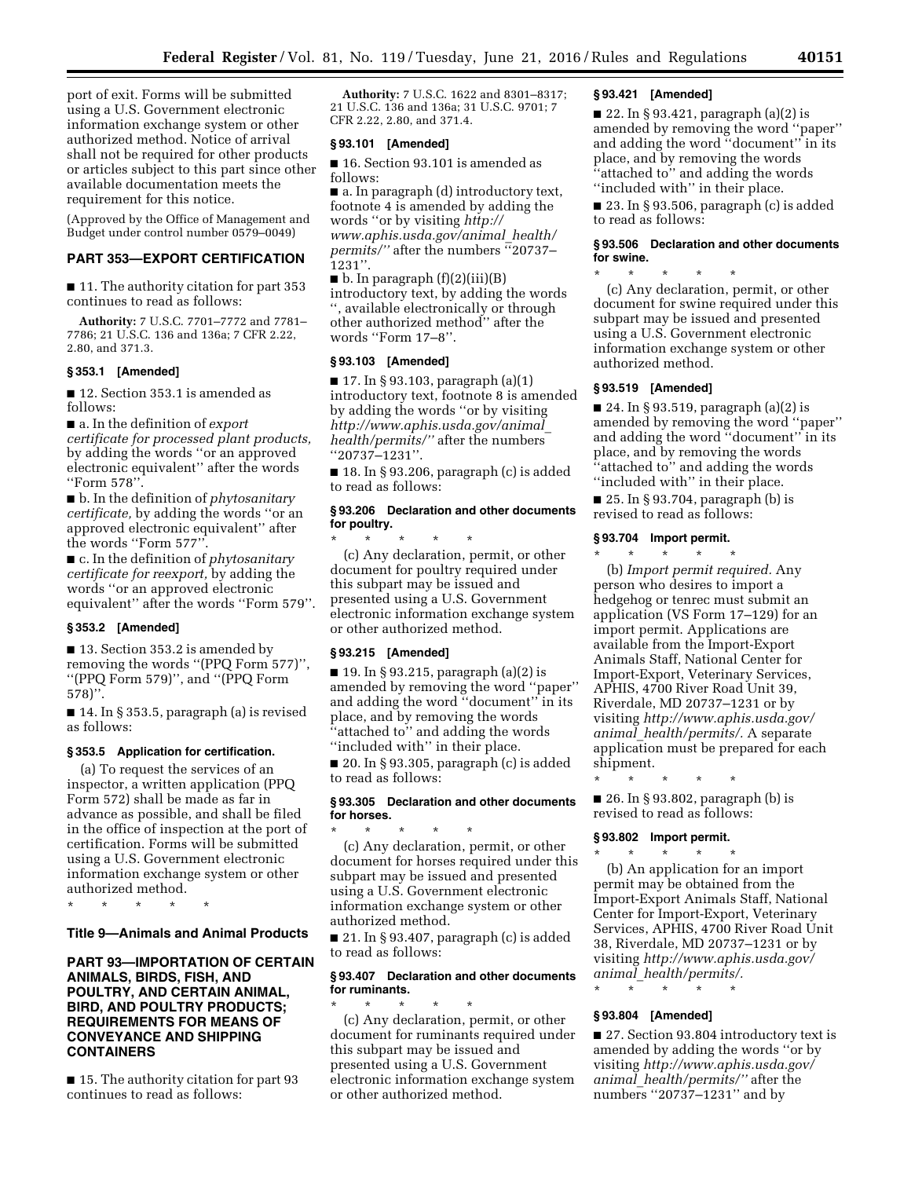port of exit. Forms will be submitted using a U.S. Government electronic information exchange system or other authorized method. Notice of arrival shall not be required for other products or articles subject to this part since other available documentation meets the requirement for this notice.

(Approved by the Office of Management and Budget under control number 0579–0049)

## PART 353—EXPORT CERTIFICATION

■ 11. The authority citation for part 353 continues to read as follows:

**Authority:** 7 U.S.C. 7701–7772 and 7781–7786; 21 U.S.C. 136 and 136a; 7 CFR 2.22, 2.80, and 371.3.

### § 353.1 [Amended]

■ 12. Section 353.1 is amended as follows:

■ a. In the definition of *export certificate for processed plant products,* by adding the words ''or an approved electronic equivalent'' after the words ''Form 578''.

■ b. In the definition of *phytosanitary certificate,* by adding the words ''or an approved electronic equivalent'' after the words ''Form 577''.

■ c. In the definition of *phytosanitary certificate for reexport,* by adding the words ''or an approved electronic equivalent'' after the words ''Form 579''.

### § 353.2 [Amended]

■ 13. Section 353.2 is amended by removing the words ''(PPQ Form 577)'', ''(PPQ Form 579)'', and ''(PPQ Form 578)''.

■ 14. In § 353.5, paragraph (a) is revised as follows:

### § 353.5 Application for certification.

(a) To request the services of an inspector, a written application (PPQ Form 572) shall be made as far in advance as possible, and shall be filed in the office of inspection at the port of certification. Forms will be submitted using a U.S. Government electronic information exchange system or other authorized method.

\* \* \* \* \*

## Title 9—Animals and Animal Products

## PART 93—IMPORTATION OF CERTAIN ANIMALS, BIRDS, FISH, AND POULTRY, AND CERTAIN ANIMAL, BIRD, AND POULTRY PRODUCTS; REQUIREMENTS FOR MEANS OF CONVEYANCE AND SHIPPING CONTAINERS

■ 15. The authority citation for part 93 continues to read as follows:

**Authority:** 7 U.S.C. 1622 and 8301–8317; 21 U.S.C. 136 and 136a; 31 U.S.C. 9701; 7 CFR 2.22, 2.80, and 371.4.

### § 93.101 [Amended]

■ 16. Section 93.101 is amended as follows:

■ a. In paragraph (d) introductory text, footnote 4 is amended by adding the words ''or by visiting *http://www.aphis.usda.gov/animal_health/permits/''* after the numbers ''20737–1231''.

■ b. In paragraph (f)(2)(iii)(B) introductory text, by adding the words '', available electronically or through other authorized method'' after the words ''Form 17–8''.

### § 93.103 [Amended]

■ 17. In § 93.103, paragraph (a)(1) introductory text, footnote 8 is amended by adding the words ''or by visiting *http://www.aphis.usda.gov/animal_health/permits/''* after the numbers ''20737–1231''.

■ 18. In § 93.206, paragraph (c) is added to read as follows:

### § 93.206 Declaration and other documents for poultry.

\* \* \* \* \*

(c) Any declaration, permit, or other document for poultry required under this subpart may be issued and presented using a U.S. Government electronic information exchange system or other authorized method.

### § 93.215 [Amended]

■ 19. In § 93.215, paragraph (a)(2) is amended by removing the word ''paper'' and adding the word ''document'' in its place, and by removing the words ''attached to'' and adding the words ''included with'' in their place.

■ 20. In § 93.305, paragraph (c) is added to read as follows:

### § 93.305 Declaration and other documents for horses.

\* \* \* \* \*

(c) Any declaration, permit, or other document for horses required under this subpart may be issued and presented using a U.S. Government electronic information exchange system or other authorized method.

■ 21. In § 93.407, paragraph (c) is added to read as follows:

### § 93.407 Declaration and other documents for ruminants.

\* \* \* \* \*

(c) Any declaration, permit, or other document for ruminants required under this subpart may be issued and presented using a U.S. Government electronic information exchange system or other authorized method.

### § 93.421 [Amended]

■ 22. In § 93.421, paragraph (a)(2) is amended by removing the word ''paper'' and adding the word ''document'' in its place, and by removing the words ''attached to'' and adding the words ''included with'' in their place.

■ 23. In § 93.506, paragraph (c) is added to read as follows:

### § 93.506 Declaration and other documents for swine.

\* \* \* \* \*

(c) Any declaration, permit, or other document for swine required under this subpart may be issued and presented using a U.S. Government electronic information exchange system or other authorized method.

### § 93.519 [Amended]

■ 24. In § 93.519, paragraph (a)(2) is amended by removing the word ''paper'' and adding the word ''document'' in its place, and by removing the words ''attached to'' and adding the words ''included with'' in their place.

■ 25. In § 93.704, paragraph (b) is revised to read as follows:

### § 93.704 Import permit.

\* \* \* \* \*

(b) *Import permit required.* Any person who desires to import a hedgehog or tenrec must submit an application (VS Form 17–129) for an import permit. Applications are available from the Import-Export Animals Staff, National Center for Import-Export, Veterinary Services, APHIS, 4700 River Road Unit 39, Riverdale, MD 20737–1231 or by visiting *http://www.aphis.usda.gov/animal_health/permits/.* A separate application must be prepared for each shipment.

\* \* \* \* \*

■ 26. In § 93.802, paragraph (b) is revised to read as follows:

### § 93.802 Import permit.

\* \* \* \* \*

(b) An application for an import permit may be obtained from the Import-Export Animals Staff, National Center for Import-Export, Veterinary Services, APHIS, 4700 River Road Unit 38, Riverdale, MD 20737–1231 or by visiting *http://www.aphis.usda.gov/animal_health/permits/.*

\* \* \* \* \*

### § 93.804 [Amended]

■ 27. Section 93.804 introductory text is amended by adding the words ''or by visiting *http://www.aphis.usda.gov/animal_health/permits/''* after the numbers ''20737–1231'' and by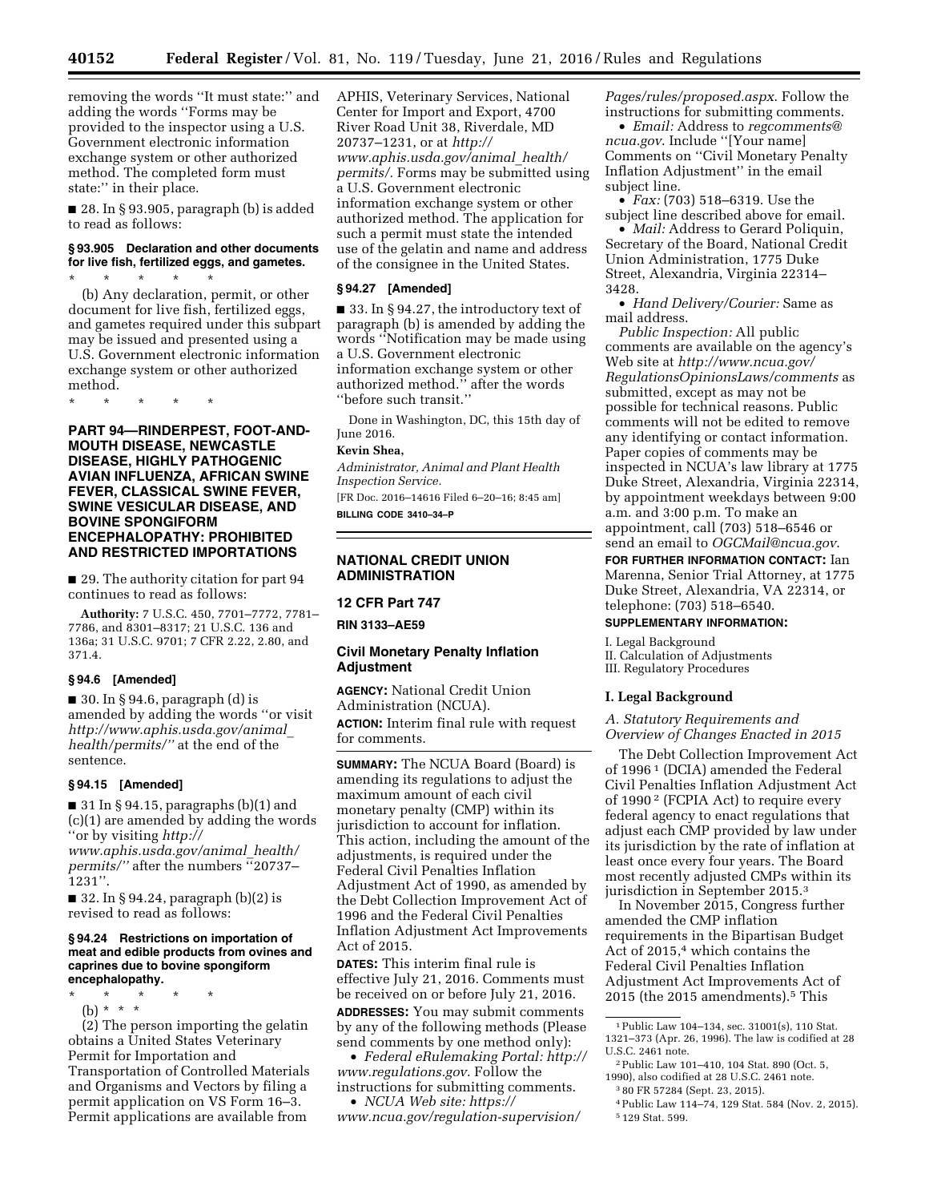removing the words "It must state:" and adding the words "Forms may be provided to the inspector using a U.S. Government electronic information exchange system or other authorized method. The completed form must state:" in their place.

■ 28. In § 93.905, paragraph (b) is added to read as follows:

**§ 93.905 Declaration and other documents for live fish, fertilized eggs, and gametes.**

\* \* \* \* \*

(b) Any declaration, permit, or other document for live fish, fertilized eggs, and gametes required under this subpart may be issued and presented using a U.S. Government electronic information exchange system or other authorized method.

\* \* \* \* \*

## PART 94—RINDERPEST, FOOT-AND-MOUTH DISEASE, NEWCASTLE DISEASE, HIGHLY PATHOGENIC AVIAN INFLUENZA, AFRICAN SWINE FEVER, CLASSICAL SWINE FEVER, SWINE VESICULAR DISEASE, AND BOVINE SPONGIFORM ENCEPHALOPATHY: PROHIBITED AND RESTRICTED IMPORTATIONS

■ 29. The authority citation for part 94 continues to read as follows:

**Authority:** 7 U.S.C. 450, 7701–7772, 7781–7786, and 8301–8317; 21 U.S.C. 136 and 136a; 31 U.S.C. 9701; 7 CFR 2.22, 2.80, and 371.4.

**§ 94.6 [Amended]**

■ 30. In § 94.6, paragraph (d) is amended by adding the words "or visit *http://www.aphis.usda.gov/animal_health/permits/*" at the end of the sentence.

**§ 94.15 [Amended]**

■ 31 In § 94.15, paragraphs (b)(1) and (c)(1) are amended by adding the words "or by visiting *http://www.aphis.usda.gov/animal_health/permits/*" after the numbers "20737–1231".

■ 32. In § 94.24, paragraph (b)(2) is revised to read as follows:

**§ 94.24 Restrictions on importation of meat and edible products from ovines and caprines due to bovine spongiform encephalopathy.**

\* \* \* \* \*

(b) \* \* \*

(2) The person importing the gelatin obtains a United States Veterinary Permit for Importation and Transportation of Controlled Materials and Organisms and Vectors by filing a permit application on VS Form 16–3. Permit applications are available from APHIS, Veterinary Services, National Center for Import and Export, 4700 River Road Unit 38, Riverdale, MD 20737–1231, or at *http://www.aphis.usda.gov/animal_health/permits/*. Forms may be submitted using a U.S. Government electronic information exchange system or other authorized method. The application for such a permit must state the intended use of the gelatin and name and address of the consignee in the United States.

**§ 94.27 [Amended]**

■ 33. In § 94.27, the introductory text of paragraph (b) is amended by adding the words "Notification may be made using a U.S. Government electronic information exchange system or other authorized method." after the words "before such transit."

Done in Washington, DC, this 15th day of June 2016.

**Kevin Shea,**

*Administrator, Animal and Plant Health Inspection Service.*

[FR Doc. 2016–14616 Filed 6–20–16; 8:45 am]

**BILLING CODE 3410–34–P**

## NATIONAL CREDIT UNION ADMINISTRATION

### 12 CFR Part 747

### RIN 3133–AE59

### Civil Monetary Penalty Inflation Adjustment

**AGENCY:** National Credit Union Administration (NCUA).

**ACTION:** Interim final rule with request for comments.

**SUMMARY:** The NCUA Board (Board) is amending its regulations to adjust the maximum amount of each civil monetary penalty (CMP) within its jurisdiction to account for inflation. This action, including the amount of the adjustments, is required under the Federal Civil Penalties Inflation Adjustment Act of 1990, as amended by the Debt Collection Improvement Act of 1996 and the Federal Civil Penalties Inflation Adjustment Act Improvements Act of 2015.

**DATES:** This interim final rule is effective July 21, 2016. Comments must be received on or before July 21, 2016.

**ADDRESSES:** You may submit comments by any of the following methods (Please send comments by one method only):

- *Federal eRulemaking Portal: http://www.regulations.gov*. Follow the instructions for submitting comments.
- *NCUA Web site: https://www.ncua.gov/regulation-supervision/Pages/rules/proposed.aspx*. Follow the instructions for submitting comments.
- *Email:* Address to *regcomments@ncua.gov*. Include "[Your name] Comments on "Civil Monetary Penalty Inflation Adjustment" in the email subject line.
- *Fax:* (703) 518–6319. Use the subject line described above for email.
- *Mail:* Address to Gerard Poliquin, Secretary of the Board, National Credit Union Administration, 1775 Duke Street, Alexandria, Virginia 22314–3428.
- *Hand Delivery/Courier:* Same as mail address.

*Public Inspection:* All public comments are available on the agency's Web site at *http://www.ncua.gov/RegulationsOpinionsLaws/comments* as submitted, except as may not be possible for technical reasons. Public comments will not be edited to remove any identifying or contact information. Paper copies of comments may be inspected in NCUA's law library at 1775 Duke Street, Alexandria, Virginia 22314, by appointment weekdays between 9:00 a.m. and 3:00 p.m. To make an appointment, call (703) 518–6546 or send an email to *OGCMail@ncua.gov*.

**FOR FURTHER INFORMATION CONTACT:** Ian Marenna, Senior Trial Attorney, at 1775 Duke Street, Alexandria, VA 22314, or telephone: (703) 518–6540.

**SUPPLEMENTARY INFORMATION:**

I. Legal Background
II. Calculation of Adjustments
III. Regulatory Procedures

### I. Legal Background

#### *A. Statutory Requirements and Overview of Changes Enacted in 2015*

The Debt Collection Improvement Act of 1996 [1] (DCIA) amended the Federal Civil Penalties Inflation Adjustment Act of 1990 [2] (FCPIA Act) to require every federal agency to enact regulations that adjust each CMP provided by law under its jurisdiction by the rate of inflation at least once every four years. The Board most recently adjusted CMPs within its jurisdiction in September 2015.[3]

In November 2015, Congress further amended the CMP inflation requirements in the Bipartisan Budget Act of 2015,[4] which contains the Federal Civil Penalties Inflation Adjustment Act Improvements Act of 2015 (the 2015 amendments).[5] This

[1] Public Law 104–134, sec. 31001(s), 110 Stat. 1321–373 (Apr. 26, 1996). The law is codified at 28 U.S.C. 2461 note.

[2] Public Law 101–410, 104 Stat. 890 (Oct. 5, 1990), also codified at 28 U.S.C. 2461 note.

[3] 80 FR 57284 (Sept. 23, 2015).

[4] Public Law 114–74, 129 Stat. 584 (Nov. 2, 2015).

[5] 129 Stat. 599.